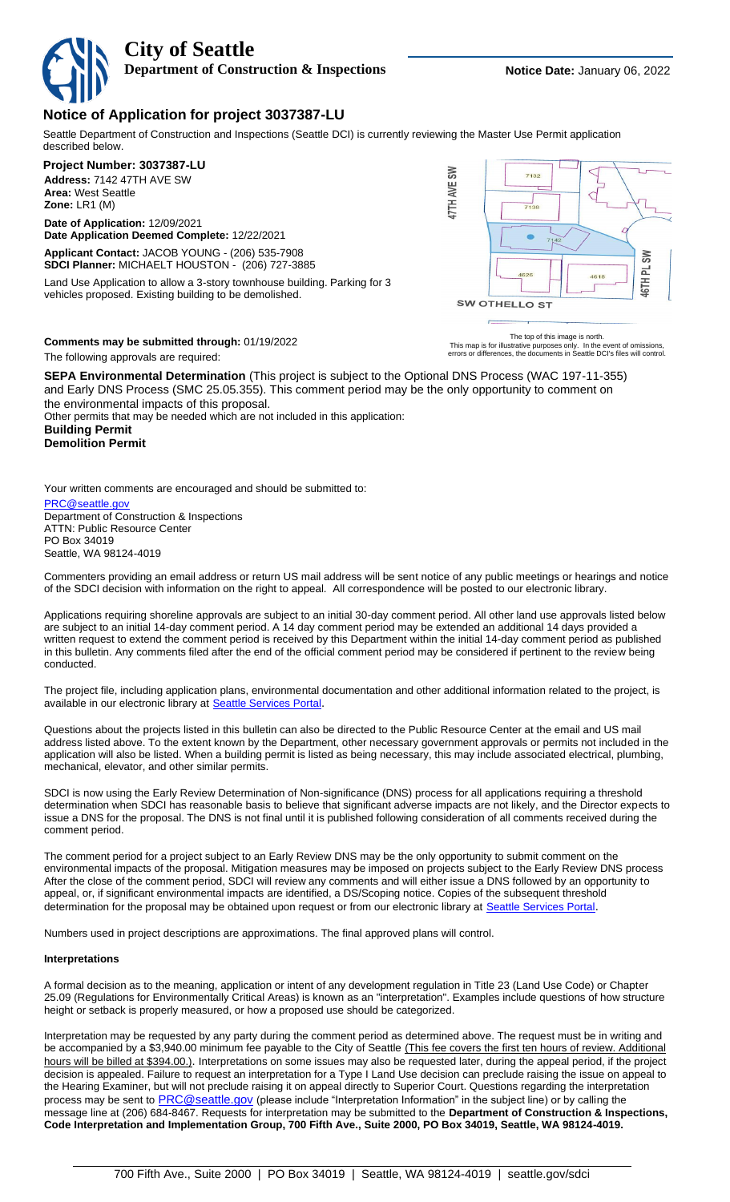# City of Seattle

**Department of Construction & Inspections**

**Notice Date:** January 06, 2022

## Notice of Application for project 3037387-LU

Seattle Department of Construction and Inspections (Seattle DCI) is currently reviewing the Master Use Permit application described below.

**Project Number: 3037387-LU**

**Address:** 7142 47TH AVE SW
**Area:** West Seattle
**Zone:** LR1 (M)

**Date of Application:** 12/09/2021
**Date Application Deemed Complete:** 12/22/2021

**Applicant Contact:** JACOB YOUNG - (206) 535-7908
**SDCI Planner:** MICHAELT HOUSTON - (206) 727-3885

Land Use Application to allow a 3-story townhouse building. Parking for 3 vehicles proposed. Existing building to be demolished.

The top of this image is north.
This map is for illustrative purposes only. In the event of omissions, errors or differences, the documents in Seattle DCI's files will control.

**Comments may be submitted through:** 01/19/2022

The following approvals are required:

**SEPA Environmental Determination** (This project is subject to the Optional DNS Process (WAC 197-11-355) and Early DNS Process (SMC 25.05.355). This comment period may be the only opportunity to comment on the environmental impacts of this proposal.

Other permits that may be needed which are not included in this application:

**Building Permit**
**Demolition Permit**

Your written comments are encouraged and should be submitted to:

PRC@seattle.gov
Department of Construction & Inspections
ATTN: Public Resource Center
PO Box 34019
Seattle, WA 98124-4019

Commenters providing an email address or return US mail address will be sent notice of any public meetings or hearings and notice of the SDCI decision with information on the right to appeal. All correspondence will be posted to our electronic library.

Applications requiring shoreline approvals are subject to an initial 30-day comment period. All other land use approvals listed below are subject to an initial 14-day comment period. A 14 day comment period may be extended an additional 14 days provided a written request to extend the comment period is received by this Department within the initial 14-day comment period as published in this bulletin. Any comments filed after the end of the official comment period may be considered if pertinent to the review being conducted.

The project file, including application plans, environmental documentation and other additional information related to the project, is available in our electronic library at Seattle Services Portal.

Questions about the projects listed in this bulletin can also be directed to the Public Resource Center at the email and US mail address listed above. To the extent known by the Department, other necessary government approvals or permits not included in the application will also be listed. When a building permit is listed as necessary, this may include associated electrical, plumbing, mechanical, elevator, and other similar permits.

SDCI is now using the Early Review Determination of Non-significance (DNS) process for all applications requiring a threshold determination when SDCI has reasonable basis to believe that significant adverse impacts are not likely, and the Director expects to issue a DNS for the proposal. The DNS is not final until it is published following consideration of all comments received during the comment period.

The comment period for a project subject to an Early Review DNS may be the only opportunity to submit comment on the environmental impacts of the proposal. Mitigation measures may be imposed on projects subject to the Early Review DNS process After the close of the comment period, SDCI will review any comments and will either issue a DNS followed by an opportunity to appeal, or, if significant environmental impacts are identified, a DS/Scoping notice. Copies of the subsequent threshold determination for the proposal may be obtained upon request or from our electronic library at Seattle Services Portal.

Numbers used in project descriptions are approximations. The final approved plans will control.

#### Interpretations

A formal decision as to the meaning, application or intent of any development regulation in Title 23 (Land Use Code) or Chapter 25.09 (Regulations for Environmentally Critical Areas) is known as an "interpretation". Examples include questions of how structure height or setback is properly measured, or how a proposed use should be categorized.

Interpretation may be requested by any party during the comment period as determined above. The request must be in writing and be accompanied by a $3,940.00 minimum fee payable to the City of Seattle (This fee covers the first ten hours of review. Additional hours will be billed at $394.00.). Interpretations on some issues may also be requested later, during the appeal period, if the project decision is appealed. Failure to request an interpretation for a Type I Land Use decision can preclude raising the issue on appeal to the Hearing Examiner, but will not preclude raising it on appeal directly to Superior Court. Questions regarding the interpretation process may be sent to PRC@seattle.gov (please include "Interpretation Information" in the subject line) or by calling the message line at (206) 684-8467. Requests for interpretation may be submitted to the **Department of Construction & Inspections, Code Interpretation and Implementation Group, 700 Fifth Ave., Suite 2000, PO Box 34019, Seattle, WA 98124-4019.**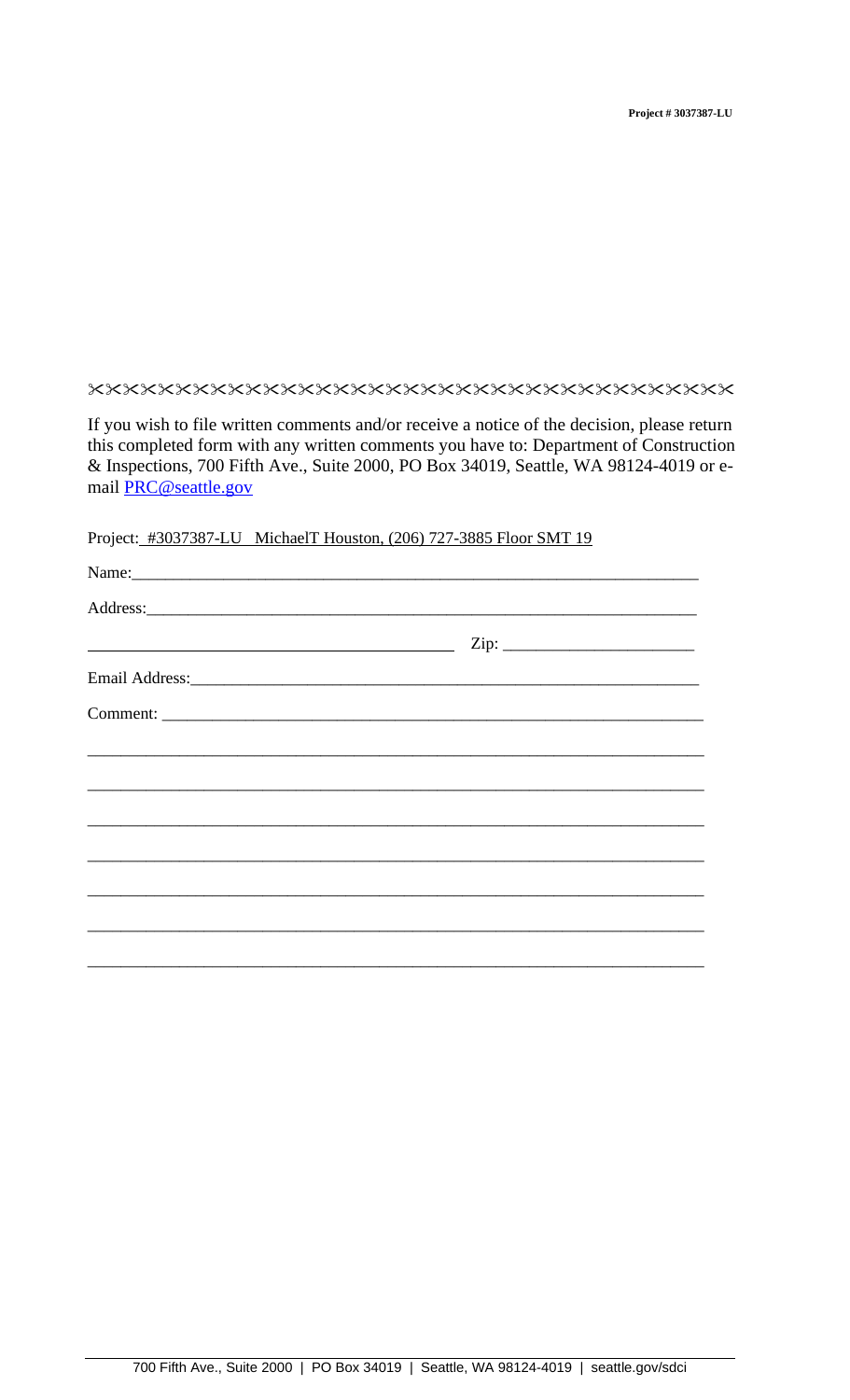✂✂✂✂✂✂✂✂✂✂✂✂✂✂✂✂✂✂✂✂✂✂✂✂✂✂✂✂✂✂✂✂✂✂✂✂✂✂

If you wish to file written comments and/or receive a notice of the decision, please return this completed form with any written comments you have to: Department of Construction & Inspections, 700 Fifth Ave., Suite 2000, PO Box 34019, Seattle, WA 98124-4019 or e-mail PRC@seattle.gov

Project: #3037387-LU MichaelT Houston, (206) 727-3885 Floor SMT 19

Name:________________________________________________________________

Address:______________________________________________________________

__________________________________________ Zip: ______________________

Email Address:_________________________________________________________

Comment: ____________________________________________________________

_____________________________________________________________________

_____________________________________________________________________

_____________________________________________________________________

_____________________________________________________________________

_____________________________________________________________________

_____________________________________________________________________

_____________________________________________________________________